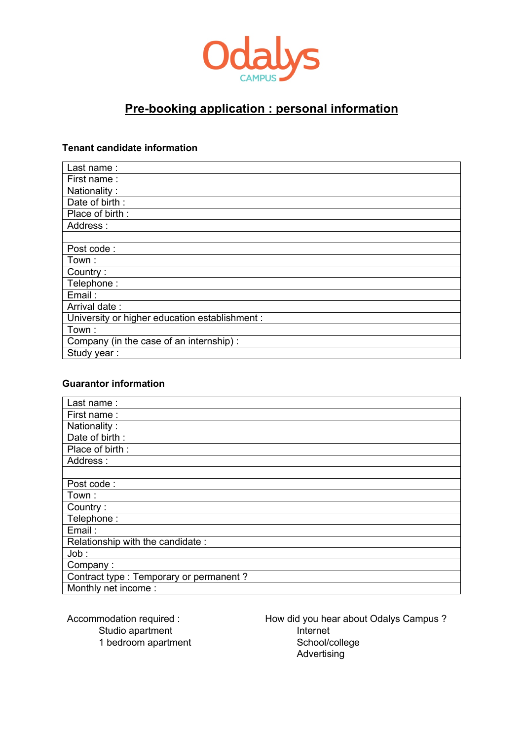Odalys CAMPUS

# Pre-booking application : personal information

### Tenant candidate information

| |
|---|
| Last name : |
| First name : |
| Nationality : |
| Date of birth : |
| Place of birth : |
| Address : |
| |
| Post code : |
| Town : |
| Country : |
| Telephone : |
| Email : |
| Arrival date : |
| University or higher education establishment : |
| Town : |
| Company (in the case of an internship) : |
| Study year : |

### Guarantor information

| |
|---|
| Last name : |
| First name : |
| Nationality : |
| Date of birth : |
| Place of birth : |
| Address : |
| |
| Post code : |
| Town : |
| Country : |
| Telephone : |
| Email : |
| Relationship with the candidate : |
| Job : |
| Company : |
| Contract type : Temporary or permanent ? |
| Monthly net income : |

Accommodation required :
- Studio apartment
- 1 bedroom apartment

How did you hear about Odalys Campus ?
- Internet
- School/college
- Advertising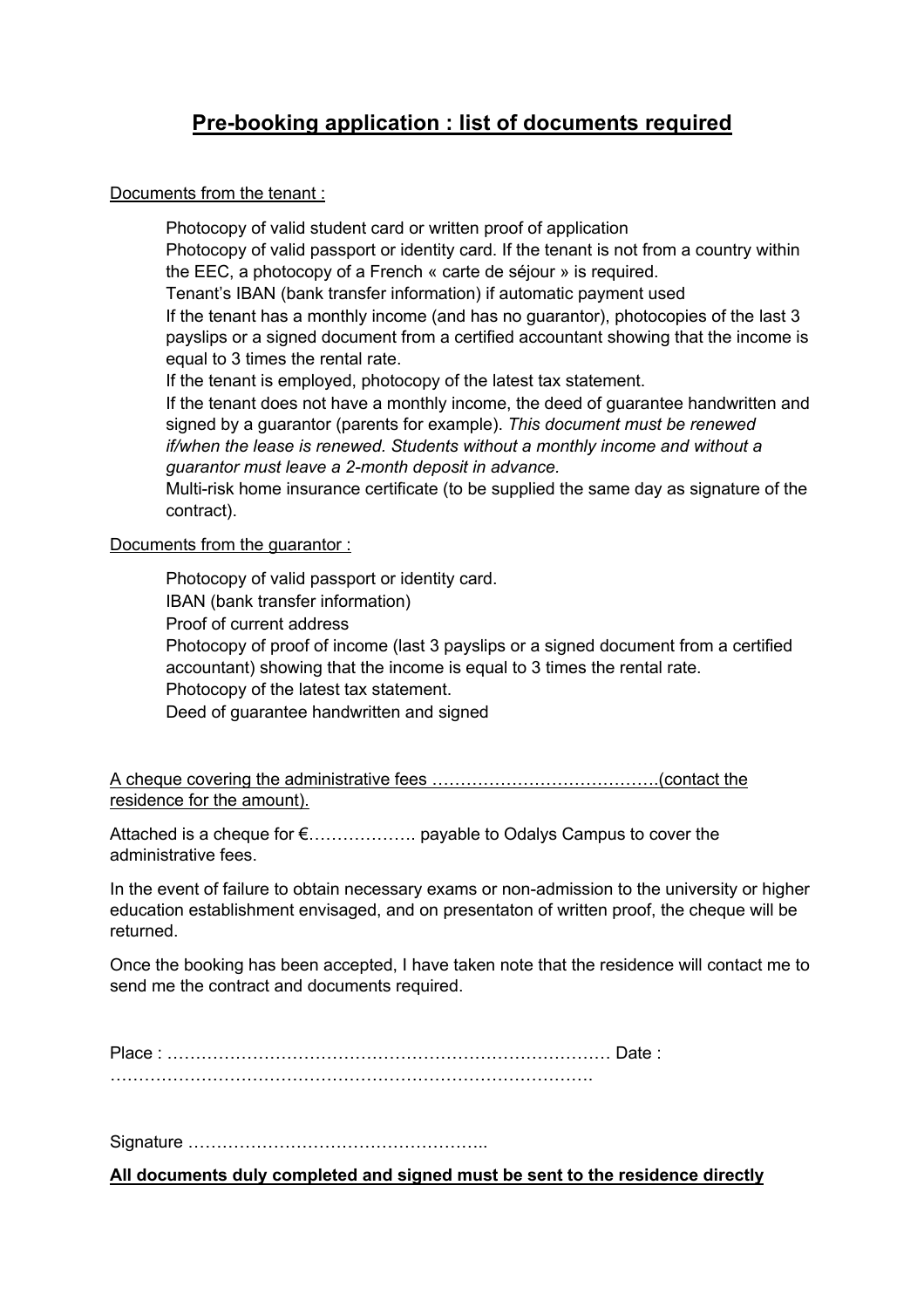# **Pre-booking application : list of documents required**

Documents from the tenant :

- Photocopy of valid student card or written proof of application
- Photocopy of valid passport or identity card. If the tenant is not from a country within the EEC, a photocopy of a French « carte de séjour » is required.
- Tenant's IBAN (bank transfer information) if automatic payment used
- If the tenant has a monthly income (and has no guarantor), photocopies of the last 3 payslips or a signed document from a certified accountant showing that the income is equal to 3 times the rental rate.
- If the tenant is employed, photocopy of the latest tax statement.
- If the tenant does not have a monthly income, the deed of guarantee handwritten and signed by a guarantor (parents for example). *This document must be renewed if/when the lease is renewed. Students without a monthly income and without a guarantor must leave a 2-month deposit in advance.*
- Multi-risk home insurance certificate (to be supplied the same day as signature of the contract).

Documents from the guarantor :

- Photocopy of valid passport or identity card.
- IBAN (bank transfer information)
- Proof of current address
- Photocopy of proof of income (last 3 payslips or a signed document from a certified accountant) showing that the income is equal to 3 times the rental rate.
- Photocopy of the latest tax statement.
- Deed of guarantee handwritten and signed

A cheque covering the administrative fees ………………………………….(contact the residence for the amount).

Attached is a cheque for €………………. payable to Odalys Campus to cover the administrative fees.

In the event of failure to obtain necessary exams or non-admission to the university or higher education establishment envisaged, and on presentaton of written proof, the cheque will be returned.

Once the booking has been accepted, I have taken note that the residence will contact me to send me the contract and documents required.

Place : …………………………………………………………………… Date : ……………………………………………………………………………

Signature ……………………………………………..

**All documents duly completed and signed must be sent to the residence directly**